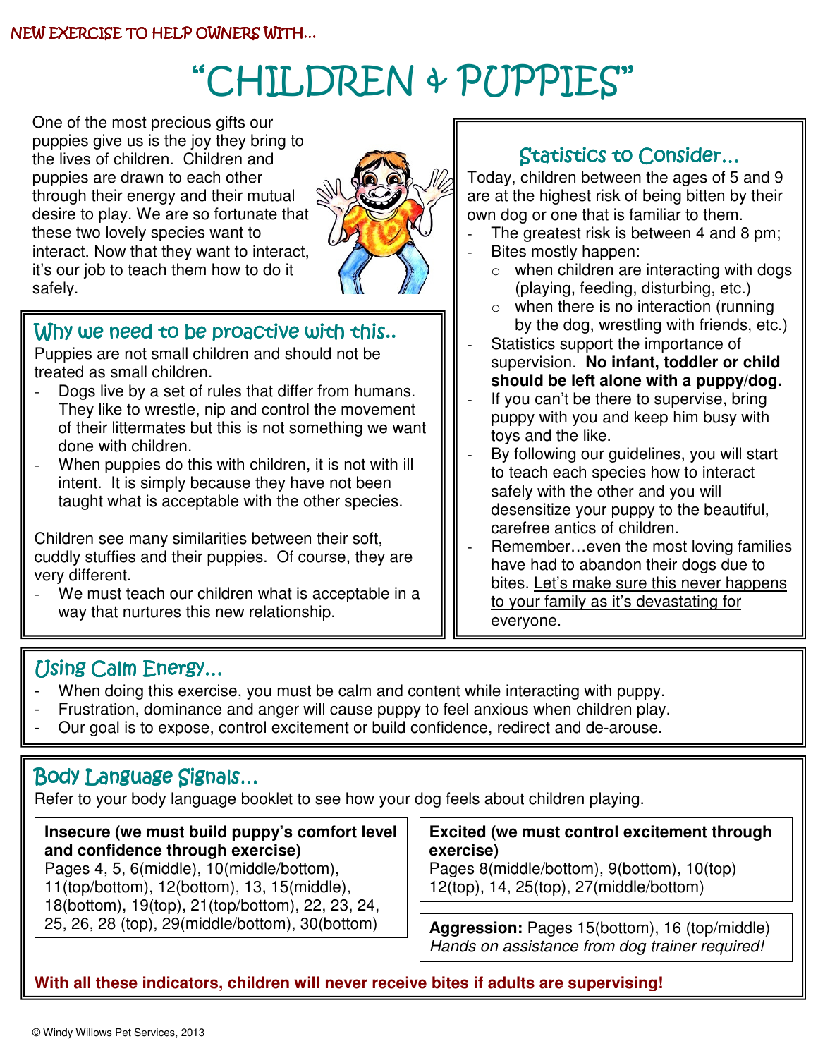NEW EXERCISE TO HELP OWNERS WITH…

# "CHILDREN & PUPPIES"

One of the most precious gifts our puppies give us is the joy they bring to the lives of children. Children and puppies are drawn to each other through their energy and their mutual desire to play. We are so fortunate that these two lovely species want to interact. Now that they want to interact, it's our job to teach them how to do it safely.

## Why we need to be proactive with this..

Puppies are not small children and should not be treated as small children.

- Dogs live by a set of rules that differ from humans. They like to wrestle, nip and control the movement of their littermates but this is not something we want done with children.
- When puppies do this with children, it is not with ill intent. It is simply because they have not been taught what is acceptable with the other species.

Children see many similarities between their soft, cuddly stuffies and their puppies. Of course, they are very different.

- We must teach our children what is acceptable in a way that nurtures this new relationship.

## Statistics to Consider…

Today, children between the ages of 5 and 9 are at the highest risk of being bitten by their own dog or one that is familiar to them.

- The greatest risk is between 4 and 8 pm;
- Bites mostly happen:
  - when children are interacting with dogs (playing, feeding, disturbing, etc.)
  - when there is no interaction (running by the dog, wrestling with friends, etc.)
- Statistics support the importance of supervision. **No infant, toddler or child should be left alone with a puppy/dog.**
- If you can't be there to supervise, bring puppy with you and keep him busy with toys and the like.
- By following our guidelines, you will start to teach each species how to interact safely with the other and you will desensitize your puppy to the beautiful, carefree antics of children.
- Remember…even the most loving families have had to abandon their dogs due to bites. <u>Let's make sure this never happens to your family as it's devastating for everyone.</u>

## Using Calm Energy…

- When doing this exercise, you must be calm and content while interacting with puppy.
- Frustration, dominance and anger will cause puppy to feel anxious when children play.
- Our goal is to expose, control excitement or build confidence, redirect and de-arouse.

## Body Language Signals…

Refer to your body language booklet to see how your dog feels about children playing.

**Insecure (we must build puppy's comfort level and confidence through exercise)**
Pages 4, 5, 6(middle), 10(middle/bottom), 11(top/bottom), 12(bottom), 13, 15(middle), 18(bottom), 19(top), 21(top/bottom), 22, 23, 24, 25, 26, 28 (top), 29(middle/bottom), 30(bottom)

**Excited (we must control excitement through exercise)**
Pages 8(middle/bottom), 9(bottom), 10(top) 12(top), 14, 25(top), 27(middle/bottom)

**Aggression:** Pages 15(bottom), 16 (top/middle)
*Hands on assistance from dog trainer required!*

**With all these indicators, children will never receive bites if adults are supervising!**

© Windy Willows Pet Services, 2013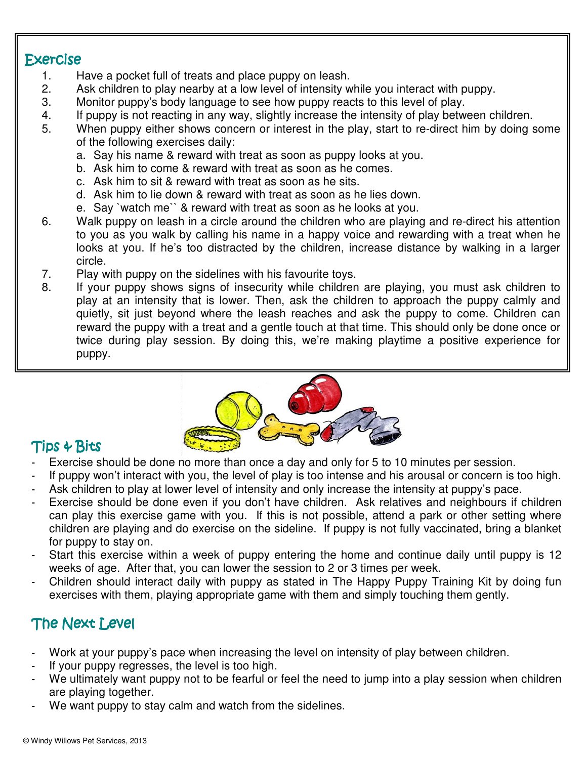## Exercise

1. Have a pocket full of treats and place puppy on leash.
2. Ask children to play nearby at a low level of intensity while you interact with puppy.
3. Monitor puppy's body language to see how puppy reacts to this level of play.
4. If puppy is not reacting in any way, slightly increase the intensity of play between children.
5. When puppy either shows concern or interest in the play, start to re-direct him by doing some of the following exercises daily:
   a. Say his name & reward with treat as soon as puppy looks at you.
   b. Ask him to come & reward with treat as soon as he comes.
   c. Ask him to sit & reward with treat as soon as he sits.
   d. Ask him to lie down & reward with treat as soon as he lies down.
   e. Say `watch me`` & reward with treat as soon as he looks at you.
6. Walk puppy on leash in a circle around the children who are playing and re-direct his attention to you as you walk by calling his name in a happy voice and rewarding with a treat when he looks at you. If he's too distracted by the children, increase distance by walking in a larger circle.
7. Play with puppy on the sidelines with his favourite toys.
8. If your puppy shows signs of insecurity while children are playing, you must ask children to play at an intensity that is lower. Then, ask the children to approach the puppy calmly and quietly, sit just beyond where the leash reaches and ask the puppy to come. Children can reward the puppy with a treat and a gentle touch at that time. This should only be done once or twice during play session. By doing this, we're making playtime a positive experience for puppy.

## Tips & Bits

- Exercise should be done no more than once a day and only for 5 to 10 minutes per session.
- If puppy won't interact with you, the level of play is too intense and his arousal or concern is too high.
- Ask children to play at lower level of intensity and only increase the intensity at puppy's pace.
- Exercise should be done even if you don't have children. Ask relatives and neighbours if children can play this exercise game with you. If this is not possible, attend a park or other setting where children are playing and do exercise on the sideline. If puppy is not fully vaccinated, bring a blanket for puppy to stay on.
- Start this exercise within a week of puppy entering the home and continue daily until puppy is 12 weeks of age. After that, you can lower the session to 2 or 3 times per week.
- Children should interact daily with puppy as stated in The Happy Puppy Training Kit by doing fun exercises with them, playing appropriate game with them and simply touching them gently.

## The Next Level

- Work at your puppy's pace when increasing the level on intensity of play between children.
- If your puppy regresses, the level is too high.
- We ultimately want puppy not to be fearful or feel the need to jump into a play session when children are playing together.
- We want puppy to stay calm and watch from the sidelines.

© Windy Willows Pet Services, 2013